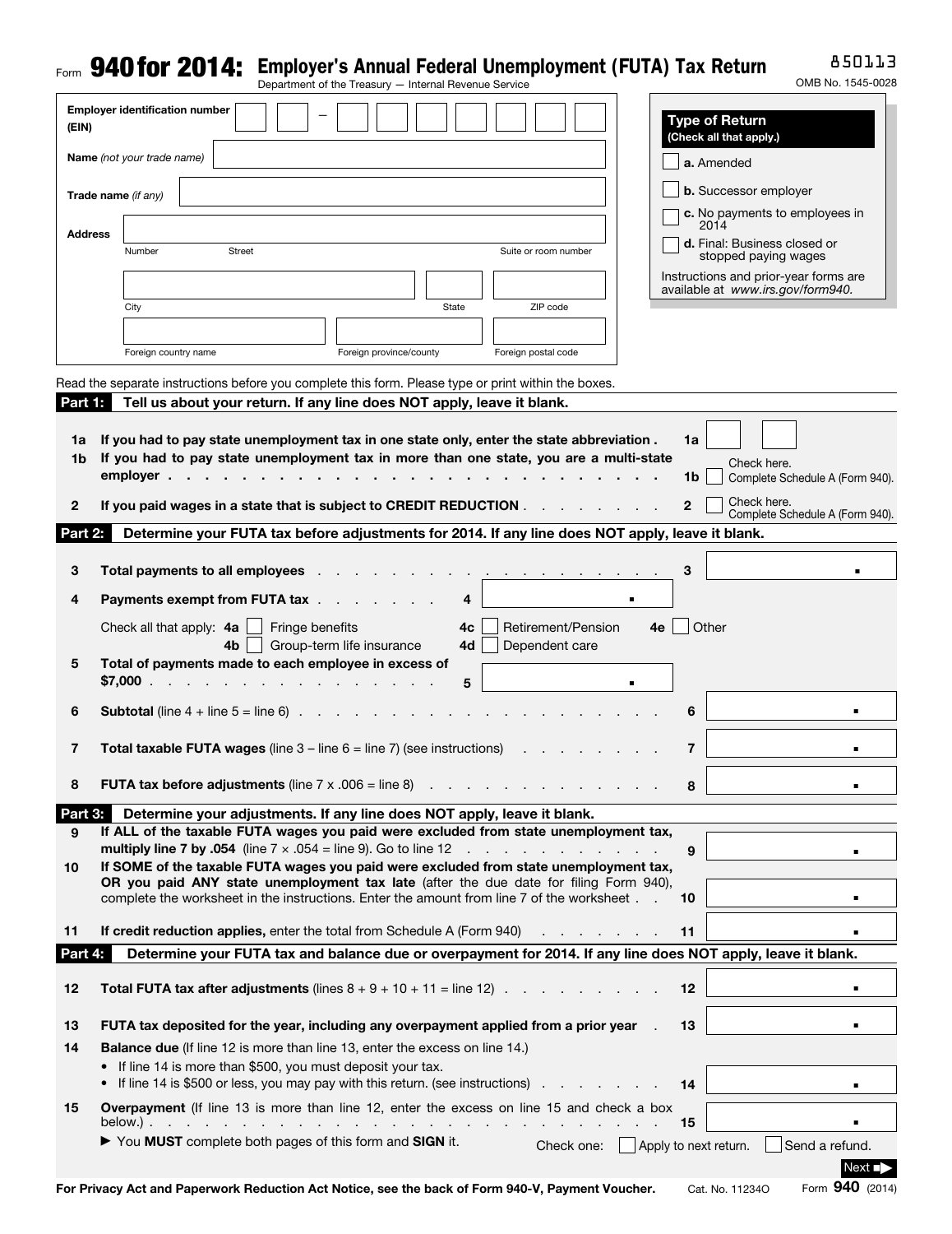Form **940 for 2014:** **Employer's Annual Federal Unemployment (FUTA) Tax Return**

Department of the Treasury — Internal Revenue Service

850113

OMB No. 1545-0028

**Employer identification number (EIN)** ___ ___ – ___ ___ ___ ___ ___ ___ ___

**Name** *(not your trade name)*

**Trade name** *(if any)*

**Address**

Number | Street | Suite or room number

City | State | ZIP code

Foreign country name | Foreign province/county | Foreign postal code

**Type of Return**
**(Check all that apply.)**

- ☐ **a.** Amended
- ☐ **b.** Successor employer
- ☐ **c.** No payments to employees in 2014
- ☐ **d.** Final: Business closed or stopped paying wages

Instructions and prior-year forms are available at *www.irs.gov/form940.*

Read the separate instructions before you complete this form. Please type or print within the boxes.

## Part 1: Tell us about your return. If any line does NOT apply, leave it blank.

**1a** **If you had to pay state unemployment tax in one state only, enter the state abbreviation** . **1a** ___ ___

**1b** **If you had to pay state unemployment tax in more than one state, you are a multi-state employer** . . . . . **1b** ☐ Check here. Complete Schedule A (Form 940).

**2** **If you paid wages in a state that is subject to CREDIT REDUCTION** . . . . . **2** ☐ Check here. Complete Schedule A (Form 940).

## Part 2: Determine your FUTA tax before adjustments for 2014. If any line does NOT apply, leave it blank.

**3** **Total payments to all employees** . . . . . **3** ________ .

**4** **Payments exempt from FUTA tax** . . . . . **4** ________ .

Check all that apply: **4a** ☐ Fringe benefits **4c** ☐ Retirement/Pension **4e** ☐ Other
**4b** ☐ Group-term life insurance **4d** ☐ Dependent care

**5** **Total of payments made to each employee in excess of $7,000** . . . . . **5** ________ .

**6** **Subtotal** (line 4 + line 5 = line 6) . . . . . **6** ________ .

**7** **Total taxable FUTA wages** (line 3 – line 6 = line 7) (see instructions) . . . . . **7** ________ .

**8** **FUTA tax before adjustments** (line 7 x .006 = line 8) . . . . . **8** ________ .

## Part 3: Determine your adjustments. If any line does NOT apply, leave it blank.

**9** **If ALL of the taxable FUTA wages you paid were excluded from state unemployment tax, multiply line 7 by .054** (line 7 × .054 = line 9). Go to line 12 . . . . . **9** ________ .

**10** **If SOME of the taxable FUTA wages you paid were excluded from state unemployment tax, OR you paid ANY state unemployment tax late** (after the due date for filing Form 940), complete the worksheet in the instructions. Enter the amount from line 7 of the worksheet . . **10** ________ .

**11** **If credit reduction applies,** enter the total from Schedule A (Form 940) . . . . . **11** ________ .

## Part 4: Determine your FUTA tax and balance due or overpayment for 2014. If any line does NOT apply, leave it blank.

**12** **Total FUTA tax after adjustments** (lines 8 + 9 + 10 + 11 = line 12) . . . . . **12** ________ .

**13** **FUTA tax deposited for the year, including any overpayment applied from a prior year** . **13** ________ .

**14** **Balance due** (If line 12 is more than line 13, enter the excess on line 14.)
- If line 14 is more than $500, you must deposit your tax.
- If line 14 is $500 or less, you may pay with this return. (see instructions) . . . . . **14** ________ .

**15** **Overpayment** (If line 13 is more than line 12, enter the excess on line 15 and check a box below.) . . . . . **15** ________ .

► You **MUST** complete both pages of this form and **SIGN** it. Check one: ☐ Apply to next return. ☐ Send a refund.

Next ►

**For Privacy Act and Paperwork Reduction Act Notice, see the back of Form 940-V, Payment Voucher.** Cat. No. 11234O Form **940** (2014)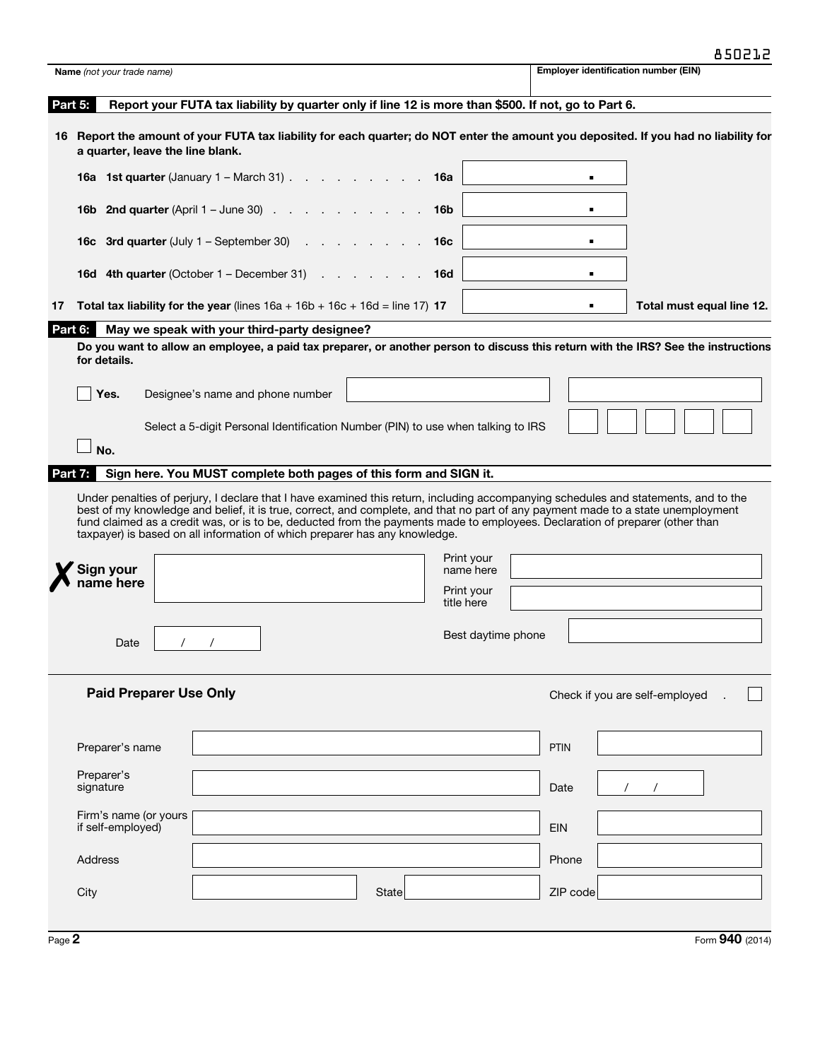850212

| Name *(not your trade name)* | Employer identification number (EIN) |
| --- | --- |
| | |

**Part 5: Report your FUTA tax liability by quarter only if line 12 is more than $500. If not, go to Part 6.**

**16** **Report the amount of your FUTA tax liability for each quarter; do NOT enter the amount you deposited. If you had no liability for a quarter, leave the line blank.**

| | | |
| --- | --- | --- |
| **16a** **1st quarter** (January 1 – March 31) . . . . . . . . . . | **16a** | . |
| **16b** **2nd quarter** (April 1 – June 30) . . . . . . . . . . . | **16b** | . |
| **16c** **3rd quarter** (July 1 – September 30) . . . . . . . . . | **16c** | . |
| **16d** **4th quarter** (October 1 – December 31) . . . . . . . . | **16d** | . |

**17** **Total tax liability for the year** (lines 16a + 16b + 16c + 16d = line 17) **17** . **Total must equal line 12.**

**Part 6: May we speak with your third-party designee?**

**Do you want to allow an employee, a paid tax preparer, or another person to discuss this return with the IRS? See the instructions for details.**

☐ **Yes.** Designee's name and phone number

Select a 5-digit Personal Identification Number (PIN) to use when talking to IRS

☐ **No.**

**Part 7: Sign here. You MUST complete both pages of this form and SIGN it.**

Under penalties of perjury, I declare that I have examined this return, including accompanying schedules and statements, and to the best of my knowledge and belief, it is true, correct, and complete, and that no part of any payment made to a state unemployment fund claimed as a credit was, or is to be, deducted from the payments made to employees. Declaration of preparer (other than taxpayer) is based on all information of which preparer has any knowledge.

✗ **Sign your name here**

Print your name here

Print your title here

Date / /

Best daytime phone

**Paid Preparer Use Only**

Check if you are self-employed . ☐

| | | | |
| --- | --- | --- | --- |
| Preparer's name | | PTIN | |
| Preparer's signature | | Date | / / |
| Firm's name (or yours if self-employed) | | EIN | |
| Address | | Phone | |
| City | State | ZIP code | |

Page **2** Form **940** (2014)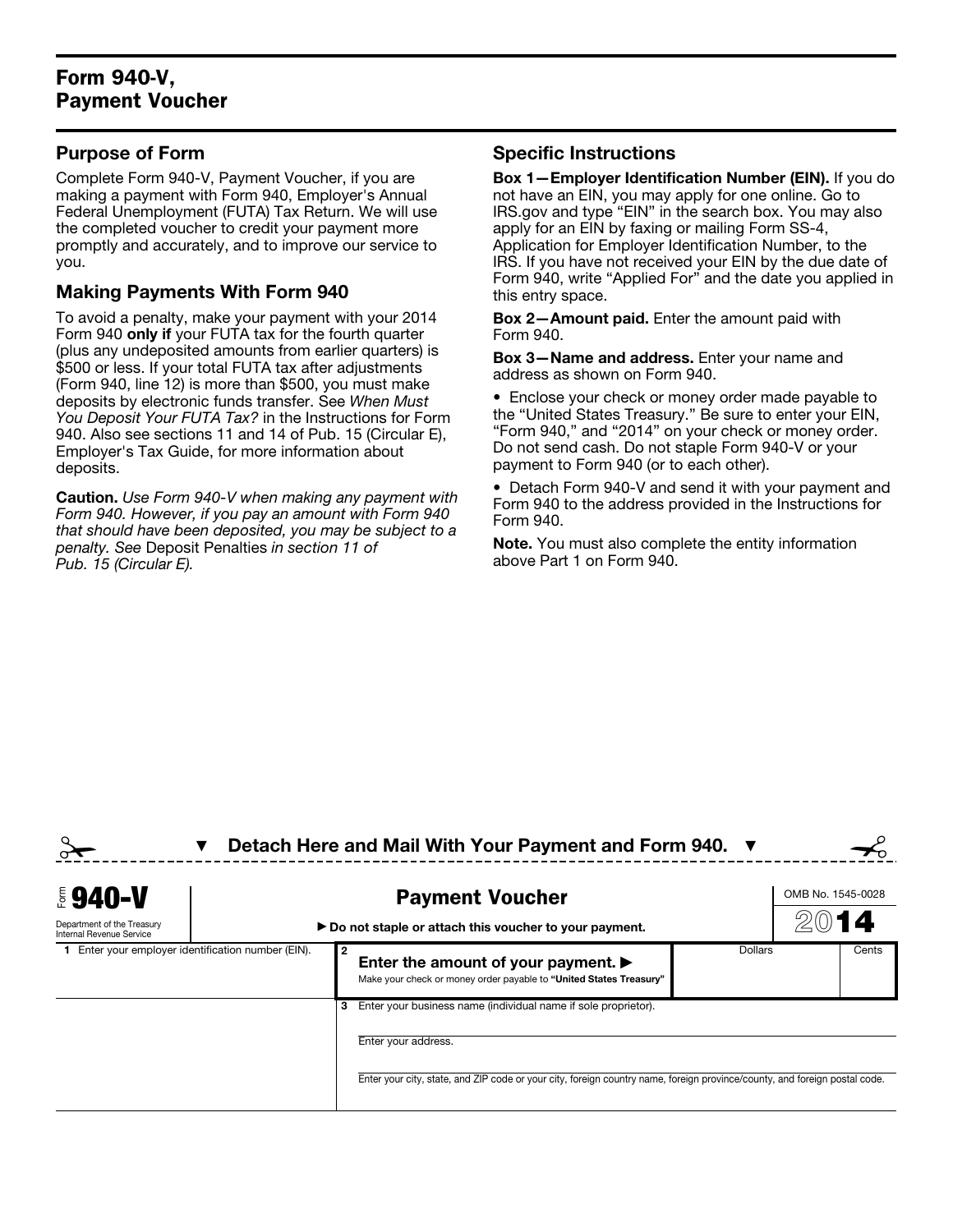# Form 940-V, Payment Voucher

## Purpose of Form

Complete Form 940-V, Payment Voucher, if you are making a payment with Form 940, Employer's Annual Federal Unemployment (FUTA) Tax Return. We will use the completed voucher to credit your payment more promptly and accurately, and to improve our service to you.

## Making Payments With Form 940

To avoid a penalty, make your payment with your 2014 Form 940 **only if** your FUTA tax for the fourth quarter (plus any undeposited amounts from earlier quarters) is $500 or less. If your total FUTA tax after adjustments (Form 940, line 12) is more than $500, you must make deposits by electronic funds transfer. See *When Must You Deposit Your FUTA Tax?* in the Instructions for Form 940. Also see sections 11 and 14 of Pub. 15 (Circular E), Employer's Tax Guide, for more information about deposits.

**Caution.** *Use Form 940-V when making any payment with Form 940. However, if you pay an amount with Form 940 that should have been deposited, you may be subject to a penalty. See* Deposit Penalties *in section 11 of Pub. 15 (Circular E).*

## Specific Instructions

**Box 1—Employer Identification Number (EIN).** If you do not have an EIN, you may apply for one online. Go to IRS.gov and type "EIN" in the search box. You may also apply for an EIN by faxing or mailing Form SS-4, Application for Employer Identification Number, to the IRS. If you have not received your EIN by the due date of Form 940, write "Applied For" and the date you applied in this entry space.

**Box 2—Amount paid.** Enter the amount paid with Form 940.

**Box 3—Name and address.** Enter your name and address as shown on Form 940.

- Enclose your check or money order made payable to the "United States Treasury." Be sure to enter your EIN, "Form 940," and "2014" on your check or money order. Do not send cash. Do not staple Form 940-V or your payment to Form 940 (or to each other).
- Detach Form 940-V and send it with your payment and Form 940 to the address provided in the Instructions for Form 940.

**Note.** You must also complete the entity information above Part 1 on Form 940.

▼ **Detach Here and Mail With Your Payment and Form 940.** ▼

---

Form **940-V** Department of the Treasury Internal Revenue Service

**Payment Voucher**

▶ **Do not staple or attach this voucher to your payment.**

OMB No. 1545-0028

**2014**

| 1 Enter your employer identification number (EIN). | 2 **Enter the amount of your payment.** ▶ Make your check or money order payable to **"United States Treasury"** | Dollars | Cents |
|---|---|---|---|
| | 3 Enter your business name (individual name if sole proprietor). | | |
| | Enter your address. | | |
| | Enter your city, state, and ZIP code or your city, foreign country name, foreign province/county, and foreign postal code. | | |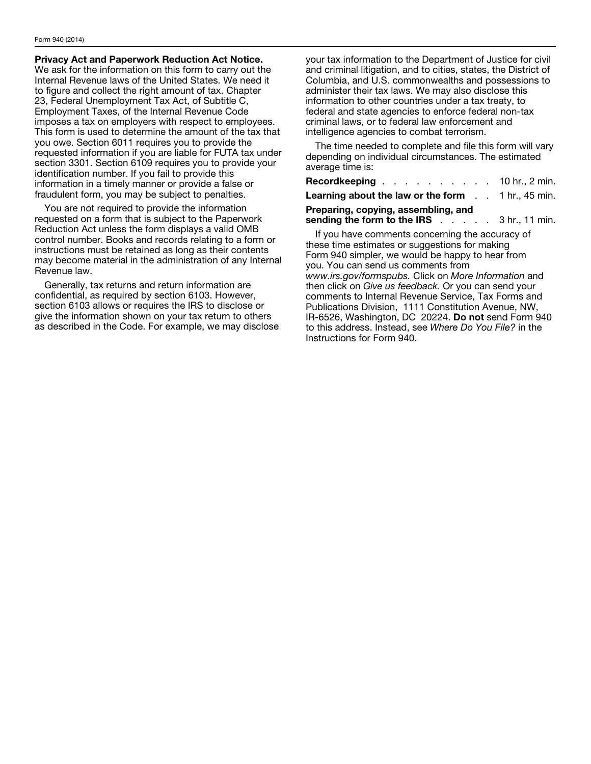**Privacy Act and Paperwork Reduction Act Notice.** We ask for the information on this form to carry out the Internal Revenue laws of the United States. We need it to figure and collect the right amount of tax. Chapter 23, Federal Unemployment Tax Act, of Subtitle C, Employment Taxes, of the Internal Revenue Code imposes a tax on employers with respect to employees. This form is used to determine the amount of the tax that you owe. Section 6011 requires you to provide the requested information if you are liable for FUTA tax under section 3301. Section 6109 requires you to provide your identification number. If you fail to provide this information in a timely manner or provide a false or fraudulent form, you may be subject to penalties.

You are not required to provide the information requested on a form that is subject to the Paperwork Reduction Act unless the form displays a valid OMB control number. Books and records relating to a form or instructions must be retained as long as their contents may become material in the administration of any Internal Revenue law.

Generally, tax returns and return information are confidential, as required by section 6103. However, section 6103 allows or requires the IRS to disclose or give the information shown on your tax return to others as described in the Code. For example, we may disclose your tax information to the Department of Justice for civil and criminal litigation, and to cities, states, the District of Columbia, and U.S. commonwealths and possessions to administer their tax laws. We may also disclose this information to other countries under a tax treaty, to federal and state agencies to enforce federal non-tax criminal laws, or to federal law enforcement and intelligence agencies to combat terrorism.

The time needed to complete and file this form will vary depending on individual circumstances. The estimated average time is:

| | |
|---|---|
| **Recordkeeping** | 10 hr., 2 min. |
| **Learning about the law or the form** | 1 hr., 45 min. |
| **Preparing, copying, assembling, and sending the form to the IRS** | 3 hr., 11 min. |

If you have comments concerning the accuracy of these time estimates or suggestions for making Form 940 simpler, we would be happy to hear from you. You can send us comments from *www.irs.gov/formspubs.* Click on *More Information* and then click on *Give us feedback.* Or you can send your comments to Internal Revenue Service, Tax Forms and Publications Division, 1111 Constitution Avenue, NW, IR-6526, Washington, DC 20224. **Do not** send Form 940 to this address. Instead, see *Where Do You File?* in the Instructions for Form 940.